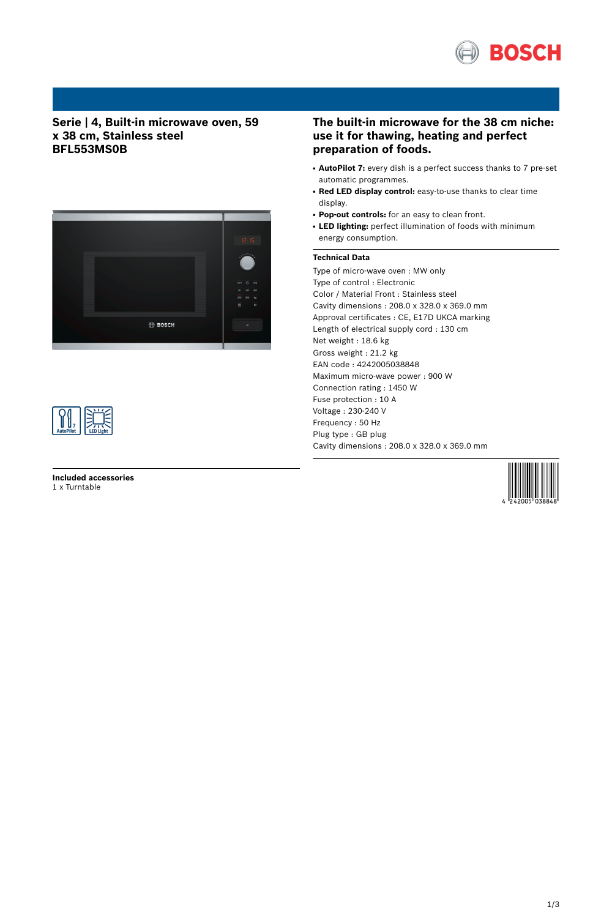## Serie | 4, Built-in microwave oven, 59 x 38 cm, Stainless steel BFL553MS0B

AutoPilot  LED Light

**Included accessories**
1 x Turntable

## The built-in microwave for the 38 cm niche: use it for thawing, heating and perfect preparation of foods.

- **AutoPilot 7:** every dish is a perfect success thanks to 7 pre-set automatic programmes.
- **Red LED display control:** easy-to-use thanks to clear time display.
- **Pop-out controls:** for an easy to clean front.
- **LED lighting:** perfect illumination of foods with minimum energy consumption.

**Technical Data**

Type of micro-wave oven : MW only
Type of control : Electronic
Color / Material Front : Stainless steel
Cavity dimensions : 208.0 x 328.0 x 369.0 mm
Approval certificates : CE, E17D UKCA marking
Length of electrical supply cord : 130 cm
Net weight : 18.6 kg
Gross weight : 21.2 kg
EAN code : 4242005038848
Maximum micro-wave power : 900 W
Connection rating : 1450 W
Fuse protection : 10 A
Voltage : 230-240 V
Frequency : 50 Hz
Plug type : GB plug
Cavity dimensions : 208.0 x 328.0 x 369.0 mm

4 242005 038848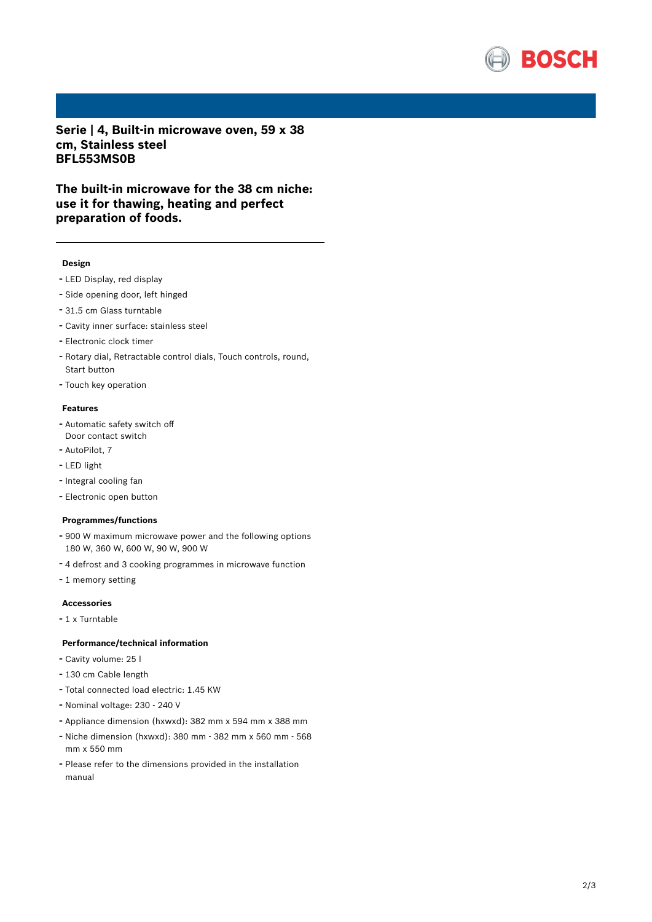# Serie | 4, Built-in microwave oven, 59 x 38 cm, Stainless steel
# BFL553MS0B

## The built-in microwave for the 38 cm niche: use it for thawing, heating and perfect preparation of foods.

### Design

- LED Display, red display
- Side opening door, left hinged
- 31.5 cm Glass turntable
- Cavity inner surface: stainless steel
- Electronic clock timer
- Rotary dial, Retractable control dials, Touch controls, round, Start button
- Touch key operation

### Features

- Automatic safety switch off
  Door contact switch
- AutoPilot, 7
- LED light
- Integral cooling fan
- Electronic open button

### Programmes/functions

- 900 W maximum microwave power and the following options 180 W, 360 W, 600 W, 90 W, 900 W
- 4 defrost and 3 cooking programmes in microwave function
- 1 memory setting

### Accessories

- 1 x Turntable

### Performance/technical information

- Cavity volume: 25 l
- 130 cm Cable length
- Total connected load electric: 1.45 KW
- Nominal voltage: 230 - 240 V
- Appliance dimension (hxwxd): 382 mm x 594 mm x 388 mm
- Niche dimension (hxwxd): 380 mm - 382 mm x 560 mm - 568 mm x 550 mm
- Please refer to the dimensions provided in the installation manual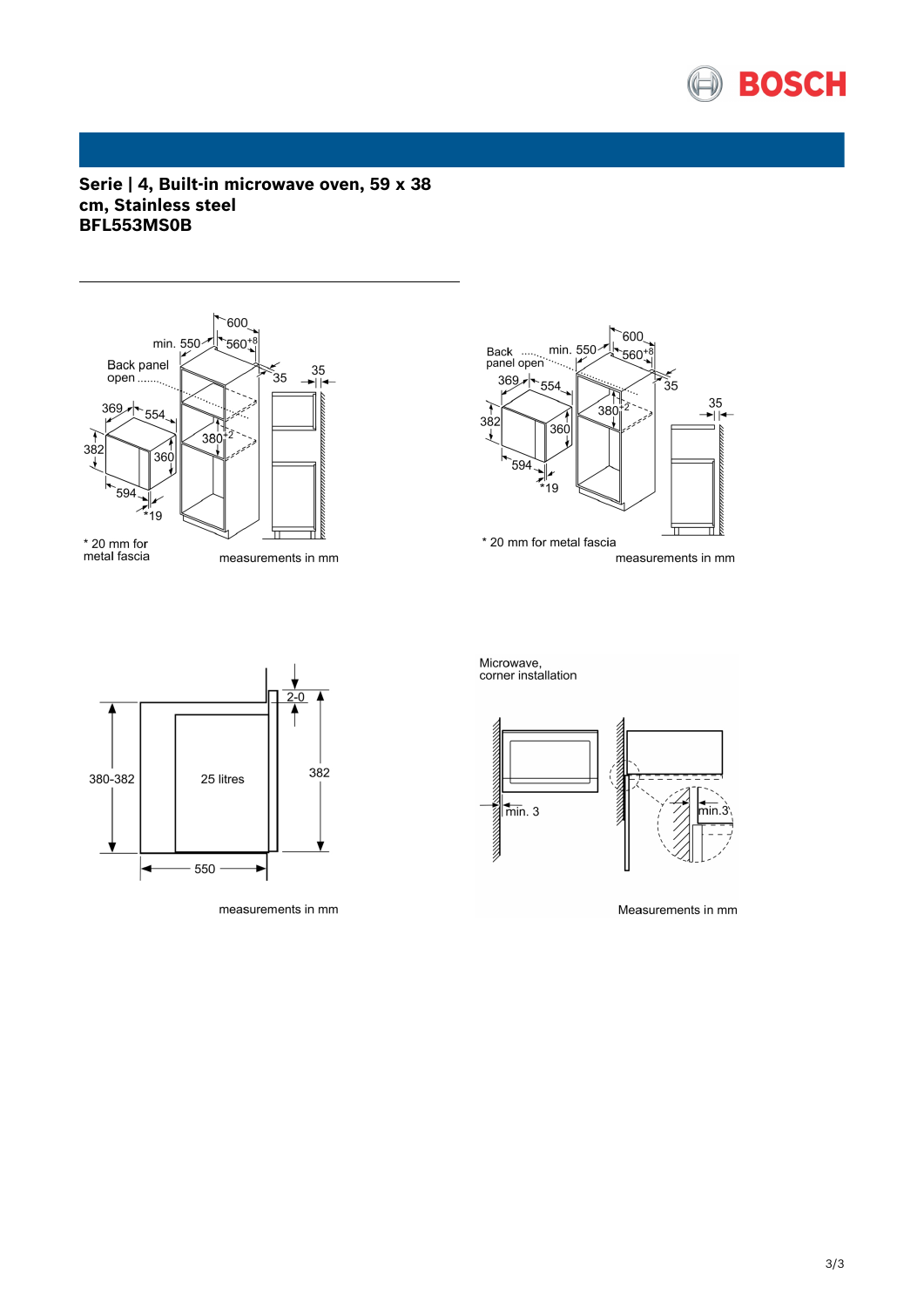**Serie | 4, Built-in microwave oven, 59 x 38 cm, Stainless steel**
**BFL553MS0B**

600
min. 550
$560^{+8}$
Back panel open
369
554
35
35
382
$380^{+2}$
360
594
*19
* 20 mm for metal fascia
measurements in mm

600
Back panel open
min. 550
$560^{+8}$
369
554
35
$380^{+2}$
382
360
35
594
*19
* 20 mm for metal fascia
measurements in mm

2-0
380-382
25 litres
382
550
measurements in mm

Microwave, corner installation
min. 3
min.3
Measurements in mm